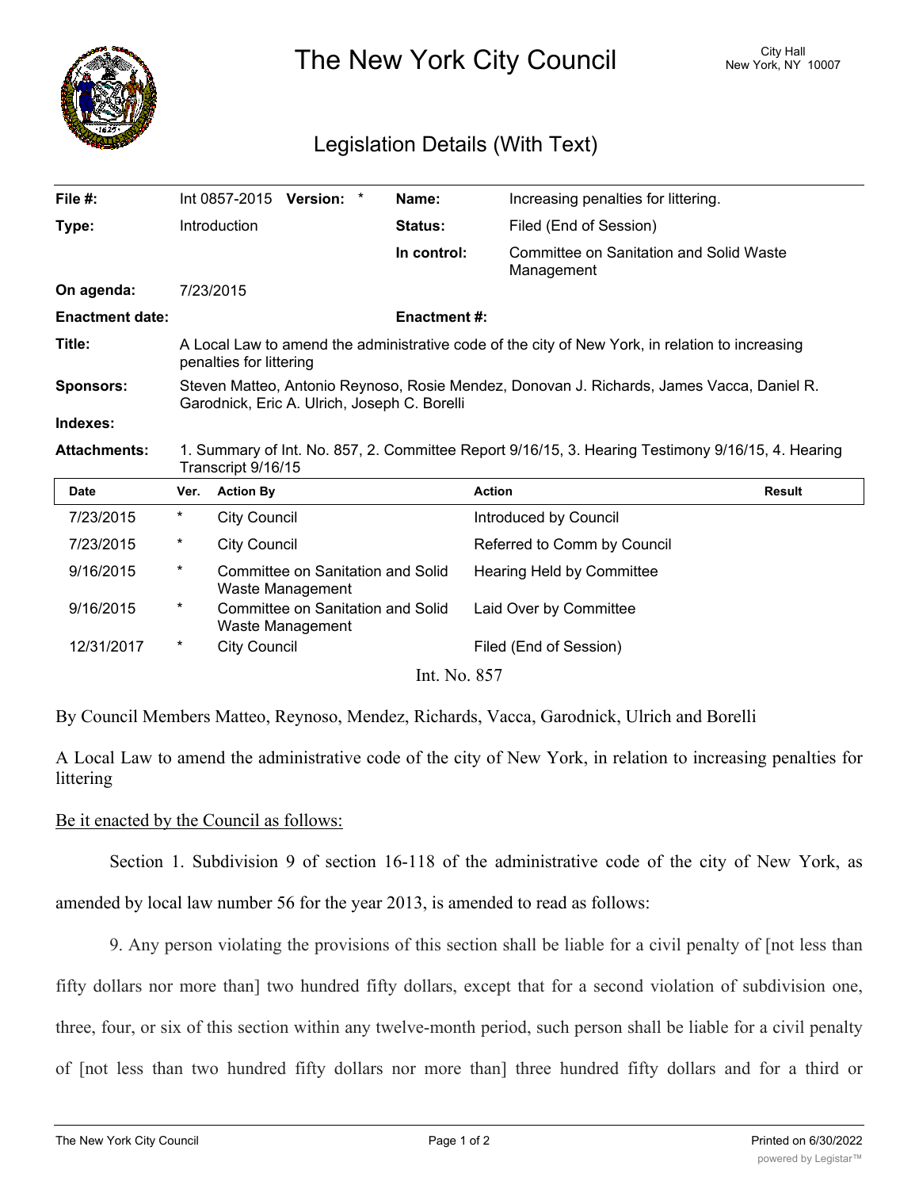# The New York City Council

City Hall
New York, NY 10007

## Legislation Details (With Text)

| | | | |
|---|---|---|---|
| **File #:** | Int 0857-2015 **Version:** * | **Name:** | Increasing penalties for littering. |
| **Type:** | Introduction | **Status:** | Filed (End of Session) |
| | | **In control:** | Committee on Sanitation and Solid Waste Management |
| **On agenda:** | 7/23/2015 | | |
| **Enactment date:** | | **Enactment #:** | |
| **Title:** | A Local Law to amend the administrative code of the city of New York, in relation to increasing penalties for littering | | |
| **Sponsors:** | Steven Matteo, Antonio Reynoso, Rosie Mendez, Donovan J. Richards, James Vacca, Daniel R. Garodnick, Eric A. Ulrich, Joseph C. Borelli | | |
| **Indexes:** | | | |
| **Attachments:** | 1. Summary of Int. No. 857, 2. Committee Report 9/16/15, 3. Hearing Testimony 9/16/15, 4. Hearing Transcript 9/16/15 | | |

| Date | Ver. | Action By | Action | Result |
|---|---|---|---|---|
| 7/23/2015 | * | City Council | Introduced by Council | |
| 7/23/2015 | * | City Council | Referred to Comm by Council | |
| 9/16/2015 | * | Committee on Sanitation and Solid Waste Management | Hearing Held by Committee | |
| 9/16/2015 | * | Committee on Sanitation and Solid Waste Management | Laid Over by Committee | |
| 12/31/2017 | * | City Council | Filed (End of Session) | |

Int. No. 857

By Council Members Matteo, Reynoso, Mendez, Richards, Vacca, Garodnick, Ulrich and Borelli

A Local Law to amend the administrative code of the city of New York, in relation to increasing penalties for littering

Be it enacted by the Council as follows:

Section 1. Subdivision 9 of section 16-118 of the administrative code of the city of New York, as amended by local law number 56 for the year 2013, is amended to read as follows:

9. Any person violating the provisions of this section shall be liable for a civil penalty of [not less than fifty dollars nor more than] two hundred fifty dollars, except that for a second violation of subdivision one, three, four, or six of this section within any twelve-month period, such person shall be liable for a civil penalty of [not less than two hundred fifty dollars nor more than] three hundred fifty dollars and for a third or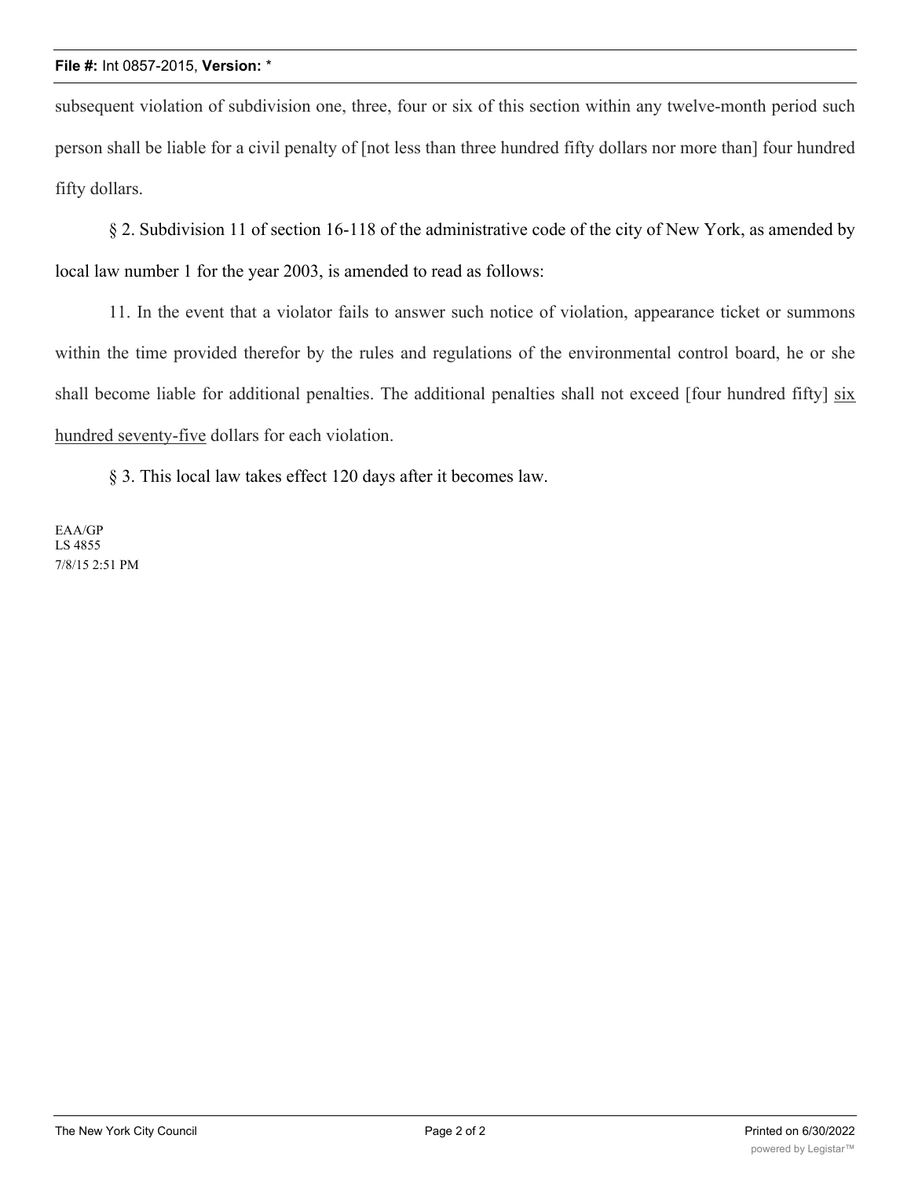subsequent violation of subdivision one, three, four or six of this section within any twelve-month period such person shall be liable for a civil penalty of [not less than three hundred fifty dollars nor more than] four hundred fifty dollars.

§ 2. Subdivision 11 of section 16-118 of the administrative code of the city of New York, as amended by local law number 1 for the year 2003, is amended to read as follows:

11. In the event that a violator fails to answer such notice of violation, appearance ticket or summons within the time provided therefor by the rules and regulations of the environmental control board, he or she shall become liable for additional penalties. The additional penalties shall not exceed [four hundred fifty] <u>six hundred seventy-five</u> dollars for each violation.

§ 3. This local law takes effect 120 days after it becomes law.

EAA/GP
LS 4855
7/8/15 2:51 PM